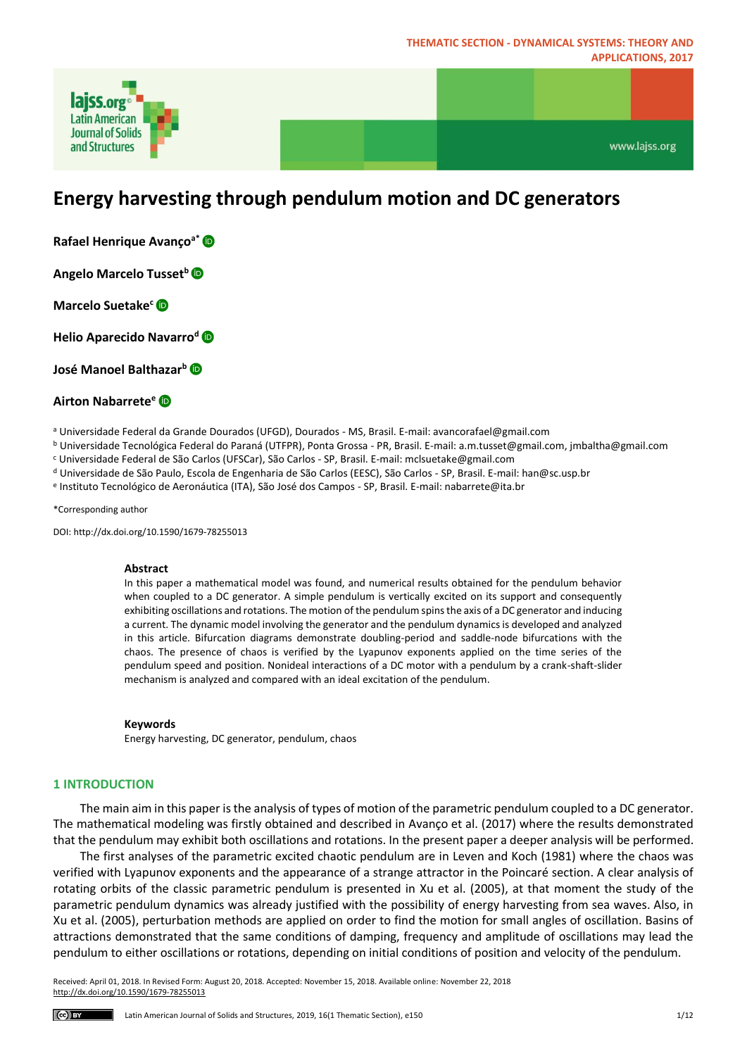# Energy harvesting through pendulum motion and DC generators

**Rafael Henrique Avanço[a*]**

**Angelo Marcelo Tusset[b]**

**Marcelo Suetake[c]**

**Helio Aparecido Navarro[d]**

**José Manoel Balthazar[b]**

**Airton Nabarrete[e]**

[a] Universidade Federal da Grande Dourados (UFGD), Dourados - MS, Brasil. E-mail: avancorafael@gmail.com
[b] Universidade Tecnológica Federal do Paraná (UTFPR), Ponta Grossa - PR, Brasil. E-mail: a.m.tusset@gmail.com, jmbaltha@gmail.com
[c] Universidade Federal de São Carlos (UFSCar), São Carlos - SP, Brasil. E-mail: mclsuetake@gmail.com
[d] Universidade de São Paulo, Escola de Engenharia de São Carlos (EESC), São Carlos - SP, Brasil. E-mail: han@sc.usp.br
[e] Instituto Tecnológico de Aeronáutica (ITA), São José dos Campos - SP, Brasil. E-mail: nabarrete@ita.br

*Corresponding author

DOI: http://dx.doi.org/10.1590/1679-78255013

**Abstract**

In this paper a mathematical model was found, and numerical results obtained for the pendulum behavior when coupled to a DC generator. A simple pendulum is vertically excited on its support and consequently exhibiting oscillations and rotations. The motion of the pendulum spins the axis of a DC generator and inducing a current. The dynamic model involving the generator and the pendulum dynamics is developed and analyzed in this article. Bifurcation diagrams demonstrate doubling-period and saddle-node bifurcations with the chaos. The presence of chaos is verified by the Lyapunov exponents applied on the time series of the pendulum speed and position. Nonideal interactions of a DC motor with a pendulum by a crank-shaft-slider mechanism is analyzed and compared with an ideal excitation of the pendulum.

**Keywords**

Energy harvesting, DC generator, pendulum, chaos

## 1 INTRODUCTION

The main aim in this paper is the analysis of types of motion of the parametric pendulum coupled to a DC generator. The mathematical modeling was firstly obtained and described in Avanço et al. (2017) where the results demonstrated that the pendulum may exhibit both oscillations and rotations. In the present paper a deeper analysis will be performed.

The first analyses of the parametric excited chaotic pendulum are in Leven and Koch (1981) where the chaos was verified with Lyapunov exponents and the appearance of a strange attractor in the Poincaré section. A clear analysis of rotating orbits of the classic parametric pendulum is presented in Xu et al. (2005), at that moment the study of the parametric pendulum dynamics was already justified with the possibility of energy harvesting from sea waves. Also, in Xu et al. (2005), perturbation methods are applied on order to find the motion for small angles of oscillation. Basins of attractions demonstrated that the same conditions of damping, frequency and amplitude of oscillations may lead the pendulum to either oscillations or rotations, depending on initial conditions of position and velocity of the pendulum.

Received: April 01, 2018. In Revised Form: August 20, 2018. Accepted: November 15, 2018. Available online: November 22, 2018
http://dx.doi.org/10.1590/1679-78255013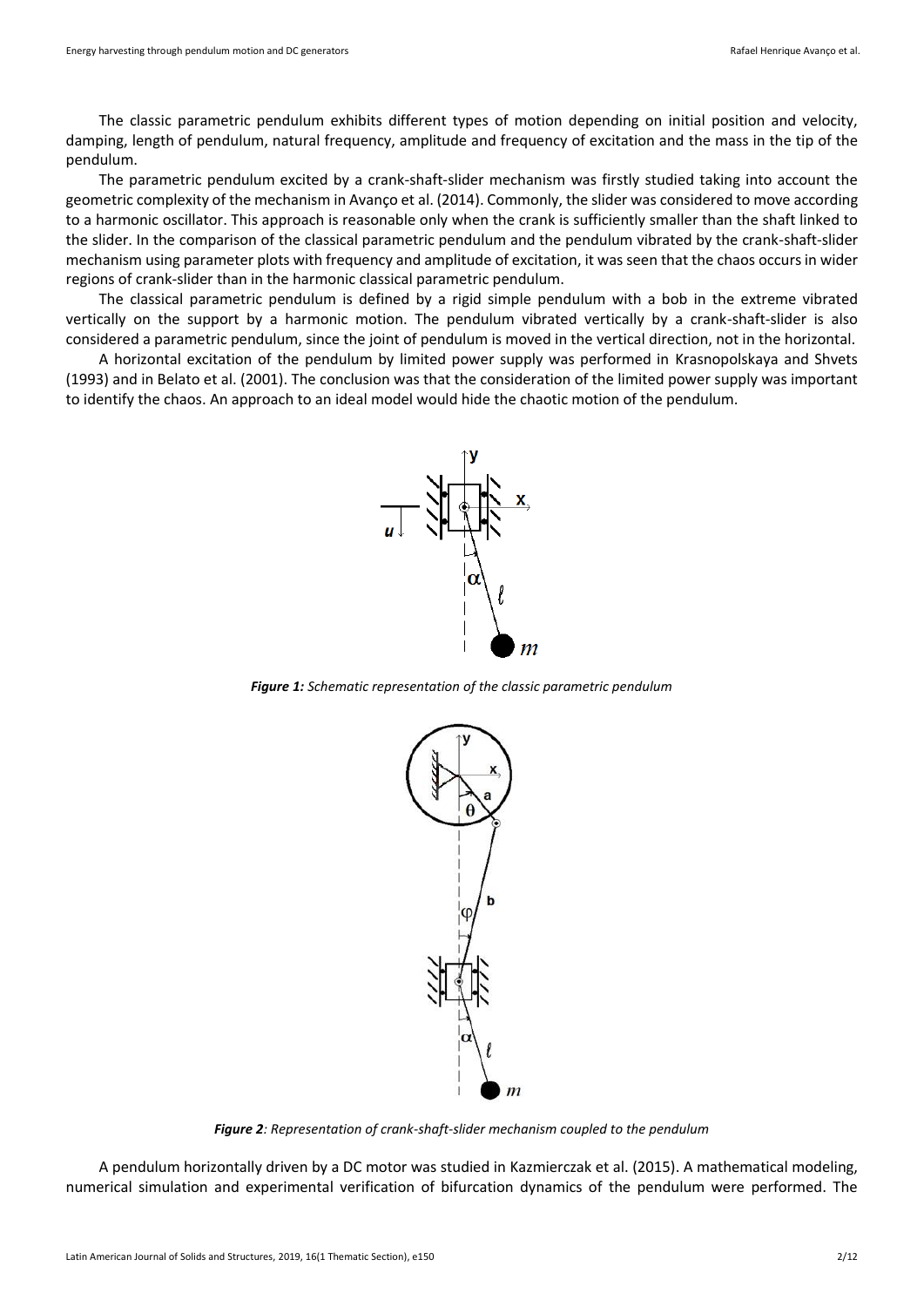The classic parametric pendulum exhibits different types of motion depending on initial position and velocity, damping, length of pendulum, natural frequency, amplitude and frequency of excitation and the mass in the tip of the pendulum.

The parametric pendulum excited by a crank-shaft-slider mechanism was firstly studied taking into account the geometric complexity of the mechanism in Avanço et al. (2014). Commonly, the slider was considered to move according to a harmonic oscillator. This approach is reasonable only when the crank is sufficiently smaller than the shaft linked to the slider. In the comparison of the classical parametric pendulum and the pendulum vibrated by the crank-shaft-slider mechanism using parameter plots with frequency and amplitude of excitation, it was seen that the chaos occurs in wider regions of crank-slider than in the harmonic classical parametric pendulum.

The classical parametric pendulum is defined by a rigid simple pendulum with a bob in the extreme vibrated vertically on the support by a harmonic motion. The pendulum vibrated vertically by a crank-shaft-slider is also considered a parametric pendulum, since the joint of pendulum is moved in the vertical direction, not in the horizontal.

A horizontal excitation of the pendulum by limited power supply was performed in Krasnopolskaya and Shvets (1993) and in Belato et al. (2001). The conclusion was that the consideration of the limited power supply was important to identify the chaos. An approach to an ideal model would hide the chaotic motion of the pendulum.

***Figure 1:*** *Schematic representation of the classic parametric pendulum*

***Figure 2***: *Representation of crank-shaft-slider mechanism coupled to the pendulum*

A pendulum horizontally driven by a DC motor was studied in Kazmierczak et al. (2015). A mathematical modeling, numerical simulation and experimental verification of bifurcation dynamics of the pendulum were performed. The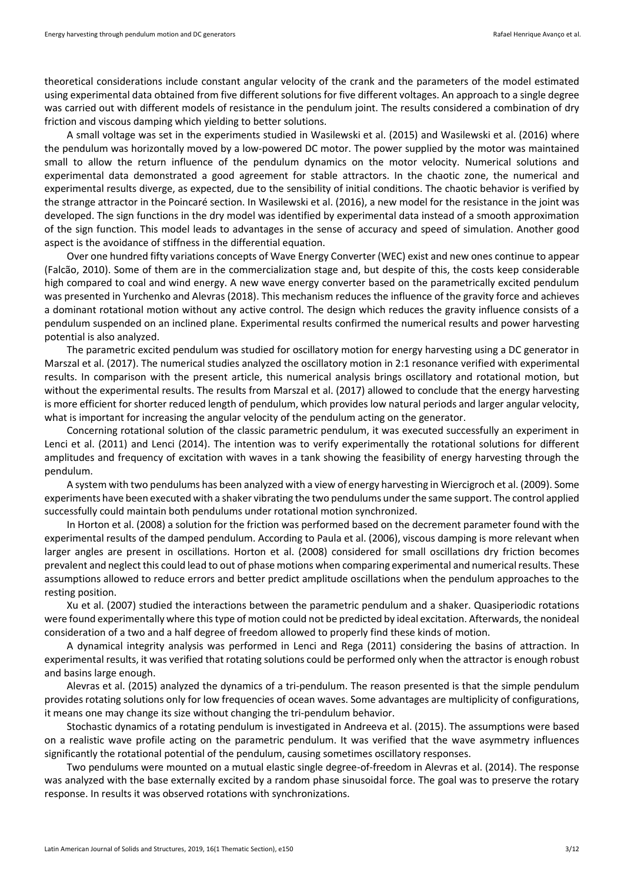theoretical considerations include constant angular velocity of the crank and the parameters of the model estimated using experimental data obtained from five different solutions for five different voltages. An approach to a single degree was carried out with different models of resistance in the pendulum joint. The results considered a combination of dry friction and viscous damping which yielding to better solutions.

A small voltage was set in the experiments studied in Wasilewski et al. (2015) and Wasilewski et al. (2016) where the pendulum was horizontally moved by a low-powered DC motor. The power supplied by the motor was maintained small to allow the return influence of the pendulum dynamics on the motor velocity. Numerical solutions and experimental data demonstrated a good agreement for stable attractors. In the chaotic zone, the numerical and experimental results diverge, as expected, due to the sensibility of initial conditions. The chaotic behavior is verified by the strange attractor in the Poincaré section. In Wasilewski et al. (2016), a new model for the resistance in the joint was developed. The sign functions in the dry model was identified by experimental data instead of a smooth approximation of the sign function. This model leads to advantages in the sense of accuracy and speed of simulation. Another good aspect is the avoidance of stiffness in the differential equation.

Over one hundred fifty variations concepts of Wave Energy Converter (WEC) exist and new ones continue to appear (Falcão, 2010). Some of them are in the commercialization stage and, but despite of this, the costs keep considerable high compared to coal and wind energy. A new wave energy converter based on the parametrically excited pendulum was presented in Yurchenko and Alevras (2018). This mechanism reduces the influence of the gravity force and achieves a dominant rotational motion without any active control. The design which reduces the gravity influence consists of a pendulum suspended on an inclined plane. Experimental results confirmed the numerical results and power harvesting potential is also analyzed.

The parametric excited pendulum was studied for oscillatory motion for energy harvesting using a DC generator in Marszal et al. (2017). The numerical studies analyzed the oscillatory motion in 2:1 resonance verified with experimental results. In comparison with the present article, this numerical analysis brings oscillatory and rotational motion, but without the experimental results. The results from Marszal et al. (2017) allowed to conclude that the energy harvesting is more efficient for shorter reduced length of pendulum, which provides low natural periods and larger angular velocity, what is important for increasing the angular velocity of the pendulum acting on the generator.

Concerning rotational solution of the classic parametric pendulum, it was executed successfully an experiment in Lenci et al. (2011) and Lenci (2014). The intention was to verify experimentally the rotational solutions for different amplitudes and frequency of excitation with waves in a tank showing the feasibility of energy harvesting through the pendulum.

A system with two pendulums has been analyzed with a view of energy harvesting in Wiercigroch et al. (2009). Some experiments have been executed with a shaker vibrating the two pendulums under the same support. The control applied successfully could maintain both pendulums under rotational motion synchronized.

In Horton et al. (2008) a solution for the friction was performed based on the decrement parameter found with the experimental results of the damped pendulum. According to Paula et al. (2006), viscous damping is more relevant when larger angles are present in oscillations. Horton et al. (2008) considered for small oscillations dry friction becomes prevalent and neglect this could lead to out of phase motions when comparing experimental and numerical results. These assumptions allowed to reduce errors and better predict amplitude oscillations when the pendulum approaches to the resting position.

Xu et al. (2007) studied the interactions between the parametric pendulum and a shaker. Quasiperiodic rotations were found experimentally where this type of motion could not be predicted by ideal excitation. Afterwards, the nonideal consideration of a two and a half degree of freedom allowed to properly find these kinds of motion.

A dynamical integrity analysis was performed in Lenci and Rega (2011) considering the basins of attraction. In experimental results, it was verified that rotating solutions could be performed only when the attractor is enough robust and basins large enough.

Alevras et al. (2015) analyzed the dynamics of a tri-pendulum. The reason presented is that the simple pendulum provides rotating solutions only for low frequencies of ocean waves. Some advantages are multiplicity of configurations, it means one may change its size without changing the tri-pendulum behavior.

Stochastic dynamics of a rotating pendulum is investigated in Andreeva et al. (2015). The assumptions were based on a realistic wave profile acting on the parametric pendulum. It was verified that the wave asymmetry influences significantly the rotational potential of the pendulum, causing sometimes oscillatory responses.

Two pendulums were mounted on a mutual elastic single degree-of-freedom in Alevras et al. (2014). The response was analyzed with the base externally excited by a random phase sinusoidal force. The goal was to preserve the rotary response. In results it was observed rotations with synchronizations.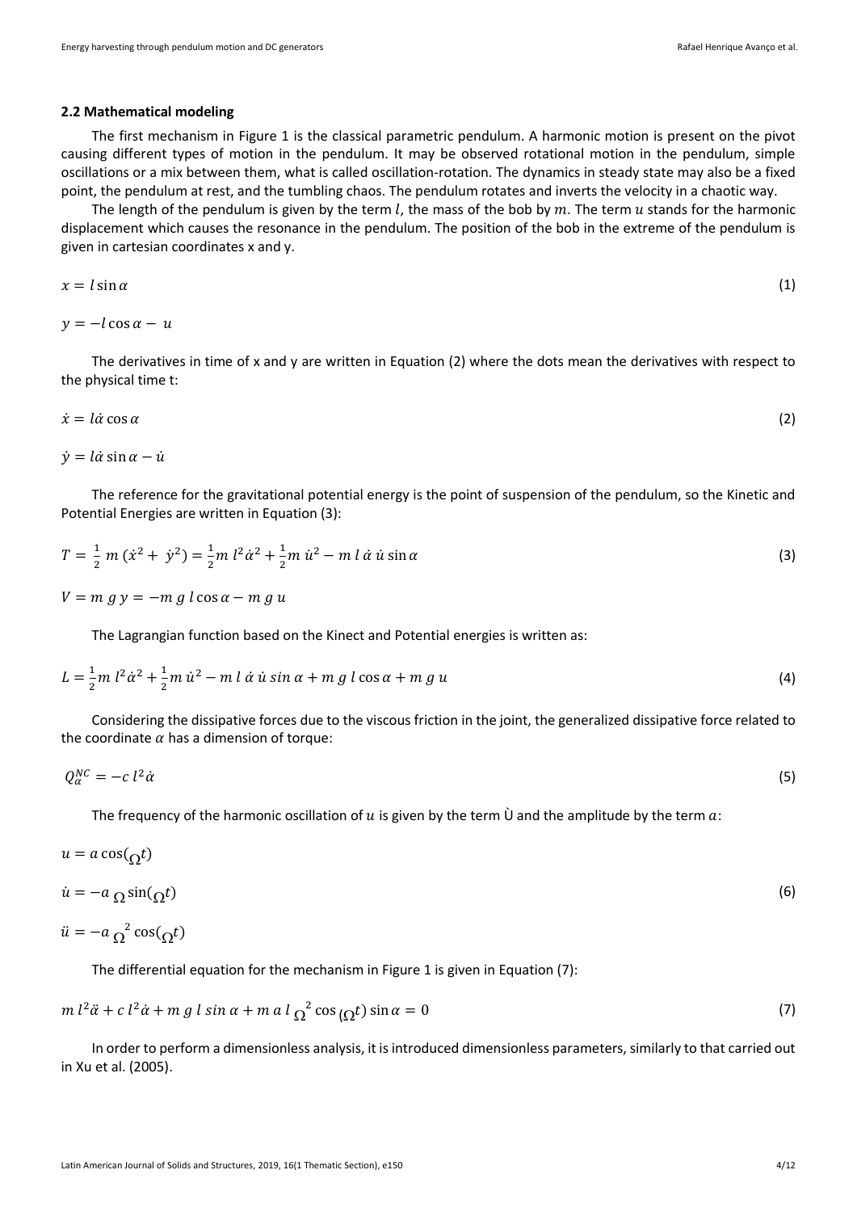### 2.2 Mathematical modeling

The first mechanism in Figure 1 is the classical parametric pendulum. A harmonic motion is present on the pivot causing different types of motion in the pendulum. It may be observed rotational motion in the pendulum, simple oscillations or a mix between them, what is called oscillation-rotation. The dynamics in steady state may also be a fixed point, the pendulum at rest, and the tumbling chaos. The pendulum rotates and inverts the velocity in a chaotic way.

The length of the pendulum is given by the term $l$, the mass of the bob by $m$. The term $u$ stands for the harmonic displacement which causes the resonance in the pendulum. The position of the bob in the extreme of the pendulum is given in cartesian coordinates x and y.

$$x = l \sin \alpha \tag{1}$$

$$y = -l \cos \alpha - u$$

The derivatives in time of x and y are written in Equation (2) where the dots mean the derivatives with respect to the physical time t:

$$\dot{x} = l \dot{\alpha} \cos \alpha \tag{2}$$

$$\dot{y} = l \dot{\alpha} \sin \alpha - \dot{u}$$

The reference for the gravitational potential energy is the point of suspension of the pendulum, so the Kinetic and Potential Energies are written in Equation (3):

$$T = \frac{1}{2} m \left(\dot{x}^2 + \dot{y}^2\right) = \frac{1}{2} m\, l^2 \dot{\alpha}^2 + \frac{1}{2} m\, \dot{u}^2 - m\, l\, \dot{\alpha}\, \dot{u} \sin \alpha \tag{3}$$

$$V = m\, g\, y = -m\, g\, l \cos \alpha - m\, g\, u$$

The Lagrangian function based on the Kinect and Potential energies is written as:

$$L = \frac{1}{2} m\, l^2 \dot{\alpha}^2 + \frac{1}{2} m\, \dot{u}^2 - m\, l\, \dot{\alpha}\, \dot{u}\, sin\, \alpha + m\, g\, l \cos \alpha + m\, g\, u \tag{4}$$

Considering the dissipative forces due to the viscous friction in the joint, the generalized dissipative force related to the coordinate $\alpha$ has a dimension of torque:

$$Q_{\alpha}^{NC} = -c\, l^2 \dot{\alpha} \tag{5}$$

The frequency of the harmonic oscillation of $u$ is given by the term Ù and the amplitude by the term $a$:

$$u = a \cos(\Omega t)$$

$$\dot{u} = -a\, \Omega \sin(\Omega t) \tag{6}$$

$$\ddot{u} = -a\, \Omega^2 \cos(\Omega t)$$

The differential equation for the mechanism in Figure 1 is given in Equation (7):

$$m\, l^2 \ddot{\alpha} + c\, l^2 \dot{\alpha} + m\, g\, l\, sin\, \alpha + m\, a\, l\, \Omega^2 \cos(\Omega t) \sin \alpha = 0 \tag{7}$$

In order to perform a dimensionless analysis, it is introduced dimensionless parameters, similarly to that carried out in Xu et al. (2005).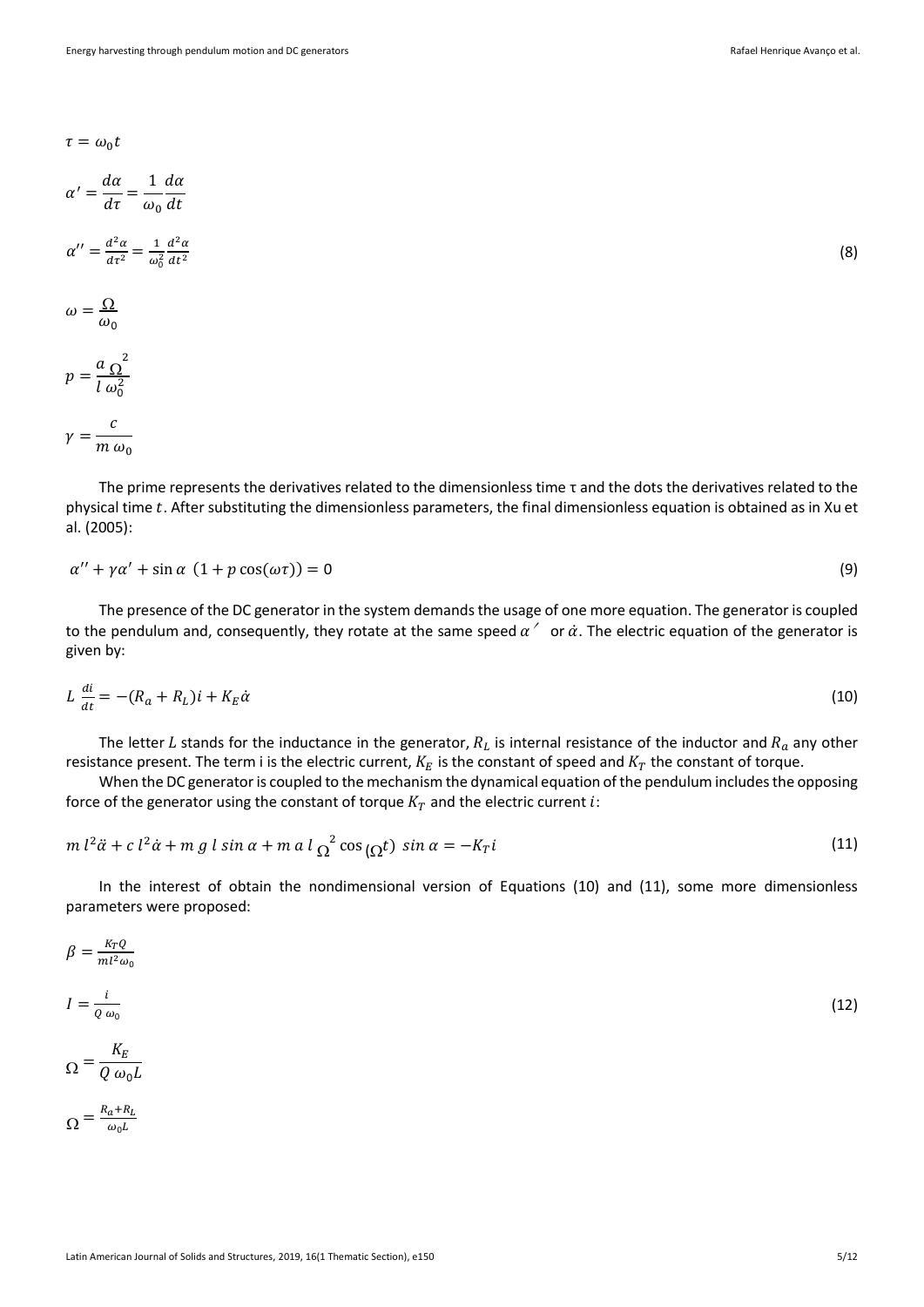$$\tau = \omega_0 t$$

$$\alpha' = \frac{d\alpha}{d\tau} = \frac{1}{\omega_0}\frac{d\alpha}{dt}$$

$$\alpha'' = \frac{d^2\alpha}{d\tau^2} = \frac{1}{\omega_0^2}\frac{d^2\alpha}{dt^2} \tag{8}$$

$$\omega = \frac{\Omega}{\omega_0}$$

$$p = \frac{a}{l}\frac{\Omega^2}{\omega_0^2}$$

$$\gamma = \frac{c}{m\,\omega_0}$$

The prime represents the derivatives related to the dimensionless time τ and the dots the derivatives related to the physical time $t$. After substituting the dimensionless parameters, the final dimensionless equation is obtained as in Xu et al. (2005):

$$\alpha'' + \gamma\alpha' + \sin\alpha\ (1 + p\cos(\omega\tau)) = 0 \tag{9}$$

The presence of the DC generator in the system demands the usage of one more equation. The generator is coupled to the pendulum and, consequently, they rotate at the same speed $\alpha'$ or $\dot{\alpha}$. The electric equation of the generator is given by:

$$L\,\frac{di}{dt} = -(R_a + R_L)i + K_E\dot{\alpha} \tag{10}$$

The letter $L$ stands for the inductance in the generator, $R_L$ is internal resistance of the inductor and $R_a$ any other resistance present. The term i is the electric current, $K_E$ is the constant of speed and $K_T$ the constant of torque.

When the DC generator is coupled to the mechanism the dynamical equation of the pendulum includes the opposing force of the generator using the constant of torque $K_T$ and the electric current $i$:

$$m\,l^2\ddot{\alpha} + c\,l^2\dot{\alpha} + m\,g\,l\,sin\,\alpha + m\,a\,l\,\Omega^2\cos(\Omega t)\ sin\,\alpha = -K_T i \tag{11}$$

In the interest of obtain the nondimensional version of Equations (10) and (11), some more dimensionless parameters were proposed:

$$\beta = \frac{K_T Q}{ml^2\omega_0}$$

$$I = \frac{i}{Q\,\omega_0} \tag{12}$$

$$\Omega = \frac{K_E}{Q\,\omega_0 L}$$

$$\Omega = \frac{R_a + R_L}{\omega_0 L}$$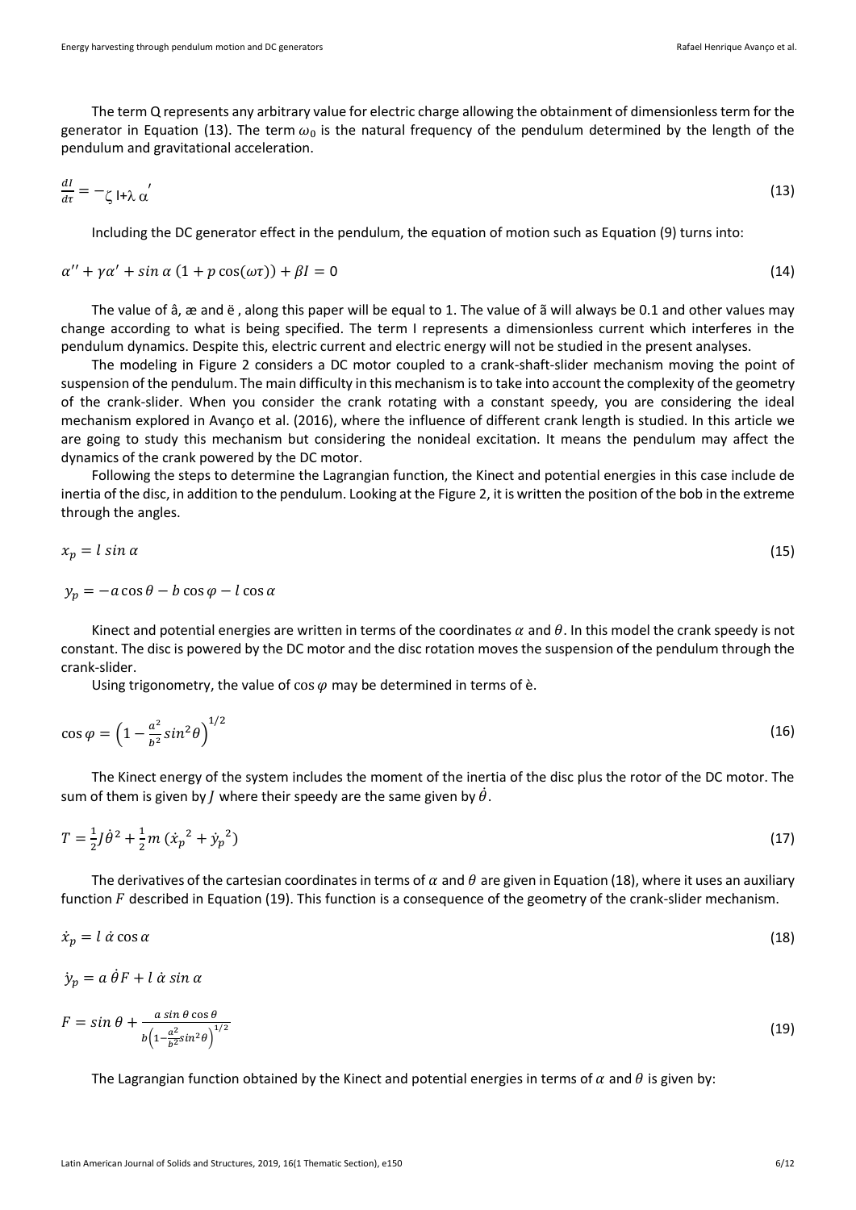The term Q represents any arbitrary value for electric charge allowing the obtainment of dimensionless term for the generator in Equation (13). The term $\omega_0$ is the natural frequency of the pendulum determined by the length of the pendulum and gravitational acceleration.

$$\frac{dI}{d\tau} = -\zeta\, I + \lambda\, \alpha' \tag{13}$$

Including the DC generator effect in the pendulum, the equation of motion such as Equation (9) turns into:

$$\alpha'' + \gamma\alpha' + \sin\alpha\,(1 + p\cos(\omega\tau)) + \beta I = 0 \tag{14}$$

The value of â, æ and ë , along this paper will be equal to 1. The value of ã will always be 0.1 and other values may change according to what is being specified. The term I represents a dimensionless current which interferes in the pendulum dynamics. Despite this, electric current and electric energy will not be studied in the present analyses.

The modeling in Figure 2 considers a DC motor coupled to a crank-shaft-slider mechanism moving the point of suspension of the pendulum. The main difficulty in this mechanism is to take into account the complexity of the geometry of the crank-slider. When you consider the crank rotating with a constant speedy, you are considering the ideal mechanism explored in Avanço et al. (2016), where the influence of different crank length is studied. In this article we are going to study this mechanism but considering the nonideal excitation. It means the pendulum may affect the dynamics of the crank powered by the DC motor.

Following the steps to determine the Lagrangian function, the Kinect and potential energies in this case include de inertia of the disc, in addition to the pendulum. Looking at the Figure 2, it is written the position of the bob in the extreme through the angles.

$$x_p = l\,\sin\alpha \tag{15}$$

$$y_p = -a\cos\theta - b\cos\varphi - l\cos\alpha$$

Kinect and potential energies are written in terms of the coordinates $\alpha$ and $\theta$. In this model the crank speedy is not constant. The disc is powered by the DC motor and the disc rotation moves the suspension of the pendulum through the crank-slider.

Using trigonometry, the value of $\cos\varphi$ may be determined in terms of è.

$$\cos\varphi = \left(1 - \frac{a^2}{b^2}\sin^2\theta\right)^{1/2} \tag{16}$$

The Kinect energy of the system includes the moment of the inertia of the disc plus the rotor of the DC motor. The sum of them is given by $J$ where their speedy are the same given by $\dot{\theta}$.

$$T = \frac{1}{2}J\dot{\theta}^2 + \frac{1}{2}m\,(\dot{x}_p{}^2 + \dot{y}_p{}^2) \tag{17}$$

The derivatives of the cartesian coordinates in terms of $\alpha$ and $\theta$ are given in Equation (18), where it uses an auxiliary function $F$ described in Equation (19). This function is a consequence of the geometry of the crank-slider mechanism.

$$\dot{x}_p = l\,\dot{\alpha}\cos\alpha \tag{18}$$

$$\dot{y}_p = a\,\dot{\theta}F + l\,\dot{\alpha}\,\sin\alpha$$

$$F = \sin\theta + \frac{a\sin\theta\cos\theta}{b\left(1 - \frac{a^2}{b^2}\sin^2\theta\right)^{1/2}} \tag{19}$$

The Lagrangian function obtained by the Kinect and potential energies in terms of $\alpha$ and $\theta$ is given by: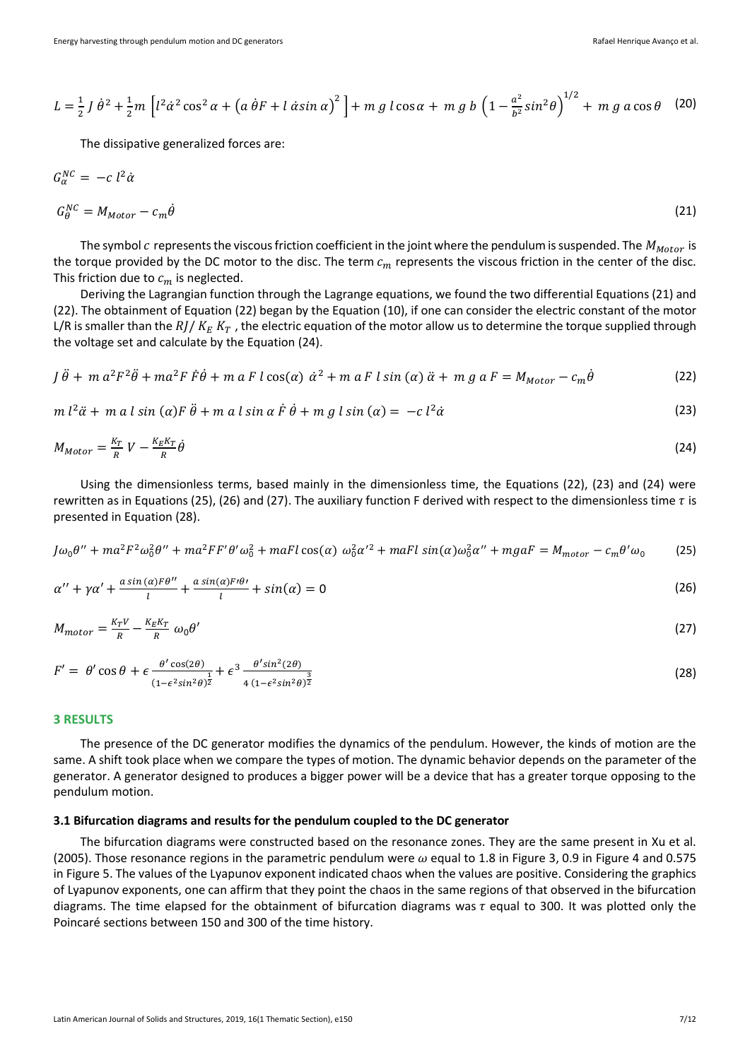$$L = \frac{1}{2}\, J\, \dot{\theta}^2 + \frac{1}{2} m\, \left[ l^2 \dot{\alpha}^2 \cos^2 \alpha + \left(a\, \dot{\theta} F + l\, \dot{\alpha} sin\, \alpha\right)^2 \right] + m\, g\, l \cos\alpha +\, m\, g\, b\, \left(1 - \frac{a^2}{b^2} sin^2 \theta\right)^{1/2} +\, m\, g\, a \cos\theta \quad (20)$$

The dissipative generalized forces are:

$$G_{\alpha}^{NC} = -c\, l^2 \dot{\alpha}$$

$$G_{\theta}^{NC} = M_{Motor} - c_m \dot{\theta} \quad (21)$$

The symbol $c$ represents the viscous friction coefficient in the joint where the pendulum is suspended. The $M_{Motor}$ is the torque provided by the DC motor to the disc. The term $c_m$ represents the viscous friction in the center of the disc. This friction due to $c_m$ is neglected.

Deriving the Lagrangian function through the Lagrange equations, we found the two differential Equations (21) and (22). The obtainment of Equation (22) began by the Equation (10), if one can consider the electric constant of the motor L/R is smaller than the $RJ/\, K_E\, K_T$ , the electric equation of the motor allow us to determine the torque supplied through the voltage set and calculate by the Equation (24).

$$J\, \ddot{\theta} +\, m\, a^2 F^2 \ddot{\theta} + m a^2 F\, \dot{F} \dot{\theta} + m\, a\, F\, l \cos(\alpha)\, \dot{\alpha}^2 + m\, a\, F\, l\, sin\,(\alpha)\, \ddot{\alpha} +\, m\, g\, a\, F = M_{Motor} - c_m \dot{\theta} \quad (22)$$

$$m\, l^2 \ddot{\alpha} +\, m\, a\, l\, sin\,(\alpha) F\, \ddot{\theta} + m\, a\, l\, sin\, \alpha\, \dot{F}\, \dot{\theta} + m\, g\, l\, sin\,(\alpha) =\, -c\, l^2 \dot{\alpha} \quad (23)$$

$$M_{Motor} = \frac{K_T}{R}\, V - \frac{K_E K_T}{R} \dot{\theta} \quad (24)$$

Using the dimensionless terms, based mainly in the dimensionless time, the Equations (22), (23) and (24) were rewritten as in Equations (25), (26) and (27). The auxiliary function F derived with respect to the dimensionless time $\tau$ is presented in Equation (28).

$$J\omega_0 \theta'' + ma^2 F^2 \omega_0^2 \theta'' + ma^2 F F' \theta' \omega_0^2 + maFl \cos(\alpha)\, \omega_0^2 \alpha'^2 + maFl\, sin(\alpha) \omega_0^2 \alpha'' + mgaF = M_{motor} - c_m \theta' \omega_0 \quad (25)$$

$$\alpha'' + \gamma \alpha' + \frac{a\, sin\,(\alpha) F \theta''}{l} + \frac{a\, sin(\alpha) F' \theta'}{l} + sin(\alpha) = 0 \quad (26)$$

$$M_{motor} = \frac{K_T V}{R} - \frac{K_E K_T}{R}\, \omega_0 \theta' \quad (27)$$

$$F' =\, \theta' \cos\theta + \epsilon \frac{\theta' \cos(2\theta)}{(1-\epsilon^2 sin^2 \theta)^{\frac{1}{2}}} + \epsilon^3 \frac{\theta' sin^2(2\theta)}{4\, (1-\epsilon^2 sin^2 \theta)^{\frac{3}{2}}} \quad (28)$$

## 3 RESULTS

The presence of the DC generator modifies the dynamics of the pendulum. However, the kinds of motion are the same. A shift took place when we compare the types of motion. The dynamic behavior depends on the parameter of the generator. A generator designed to produces a bigger power will be a device that has a greater torque opposing to the pendulum motion.

### 3.1 Bifurcation diagrams and results for the pendulum coupled to the DC generator

The bifurcation diagrams were constructed based on the resonance zones. They are the same present in Xu et al. (2005). Those resonance regions in the parametric pendulum were $\omega$ equal to 1.8 in Figure 3, 0.9 in Figure 4 and 0.575 in Figure 5. The values of the Lyapunov exponent indicated chaos when the values are positive. Considering the graphics of Lyapunov exponents, one can affirm that they point the chaos in the same regions of that observed in the bifurcation diagrams. The time elapsed for the obtainment of bifurcation diagrams was $\tau$ equal to 300. It was plotted only the Poincaré sections between 150 and 300 of the time history.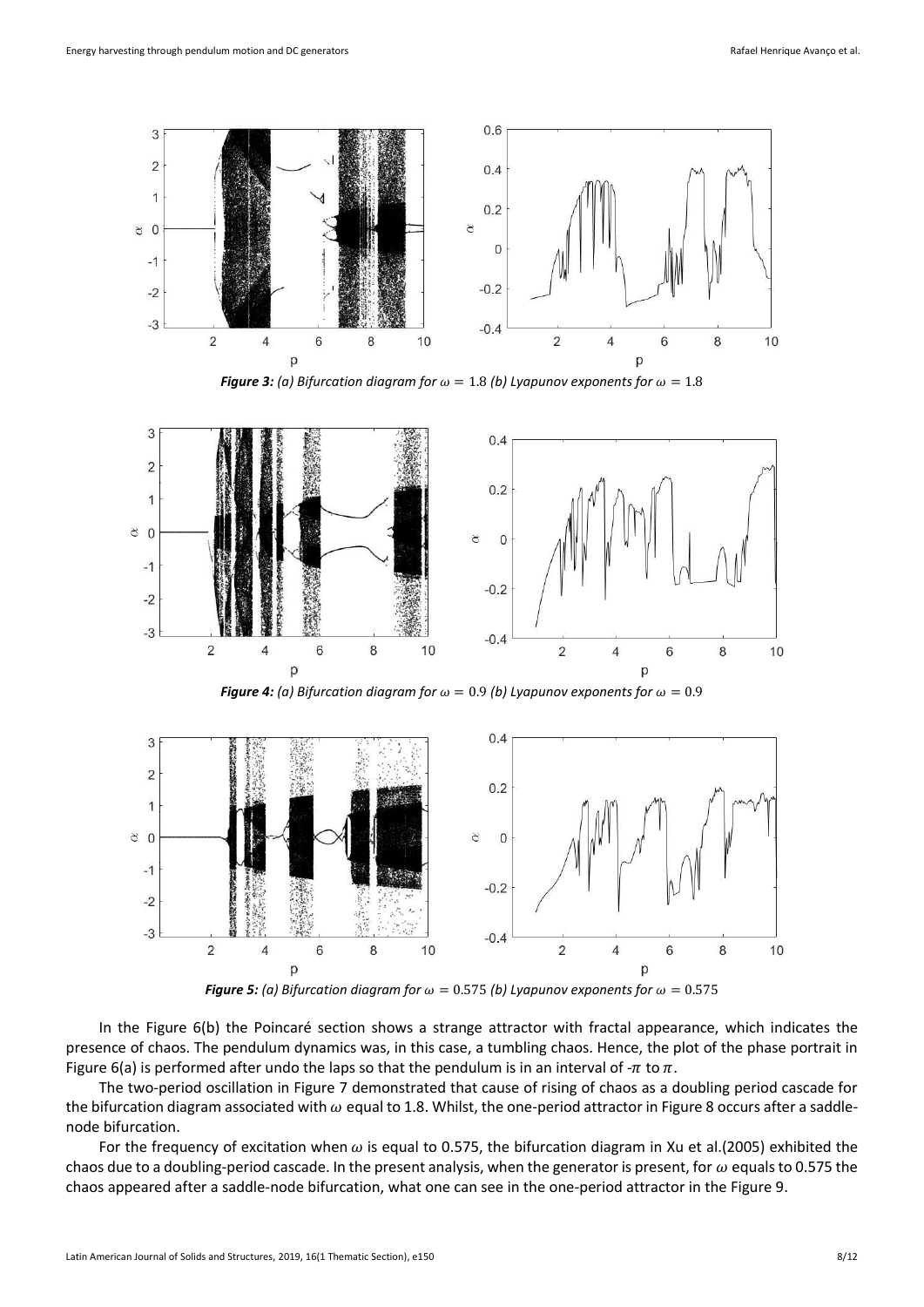***Figure 3:*** *(a) Bifurcation diagram for $\omega = 1.8$ (b) Lyapunov exponents for $\omega = 1.8$*

***Figure 4:*** *(a) Bifurcation diagram for $\omega = 0.9$ (b) Lyapunov exponents for $\omega = 0.9$*

***Figure 5:*** *(a) Bifurcation diagram for $\omega = 0.575$ (b) Lyapunov exponents for $\omega = 0.575$*

In the Figure 6(b) the Poincaré section shows a strange attractor with fractal appearance, which indicates the presence of chaos. The pendulum dynamics was, in this case, a tumbling chaos. Hence, the plot of the phase portrait in Figure 6(a) is performed after undo the laps so that the pendulum is in an interval of $-\pi$ to $\pi$.

The two-period oscillation in Figure 7 demonstrated that cause of rising of chaos as a doubling period cascade for the bifurcation diagram associated with $\omega$ equal to 1.8. Whilst, the one-period attractor in Figure 8 occurs after a saddle-node bifurcation.

For the frequency of excitation when $\omega$ is equal to 0.575, the bifurcation diagram in Xu et al.(2005) exhibited the chaos due to a doubling-period cascade. In the present analysis, when the generator is present, for $\omega$ equals to 0.575 the chaos appeared after a saddle-node bifurcation, what one can see in the one-period attractor in the Figure 9.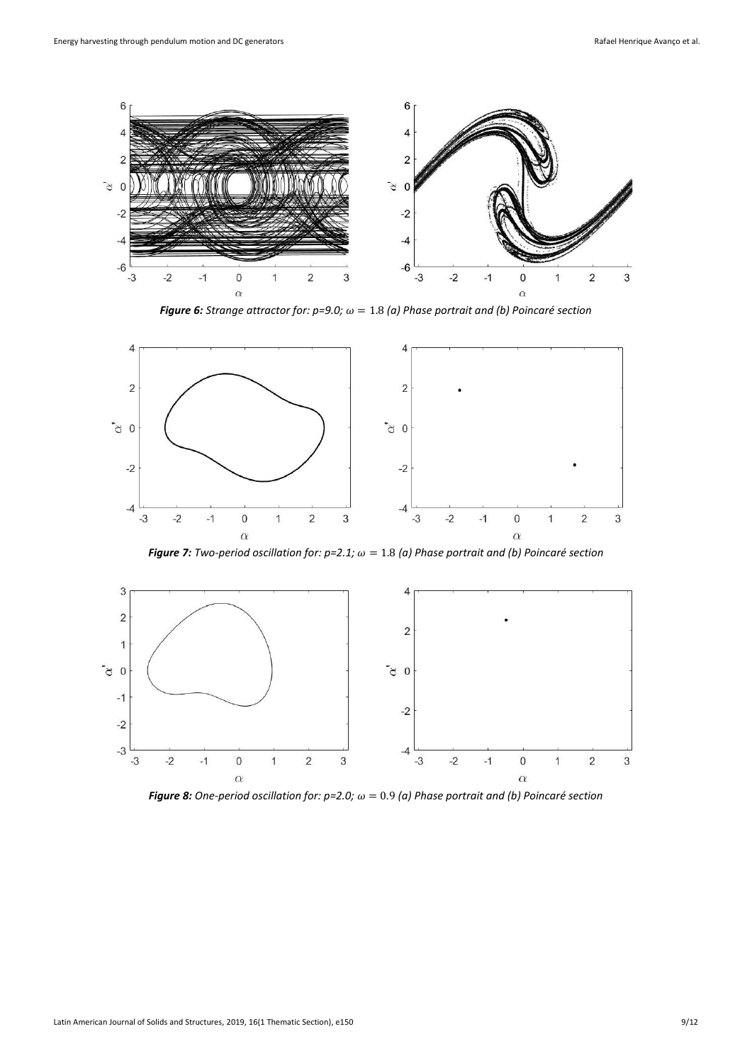***Figure 6:*** *Strange attractor for: p=9.0;* $\omega = 1.8$ *(a) Phase portrait and (b) Poincaré section*

***Figure 7:*** *Two-period oscillation for: p=2.1;* $\omega = 1.8$ *(a) Phase portrait and (b) Poincaré section*

***Figure 8:*** *One-period oscillation for: p=2.0;* $\omega = 0.9$ *(a) Phase portrait and (b) Poincaré section*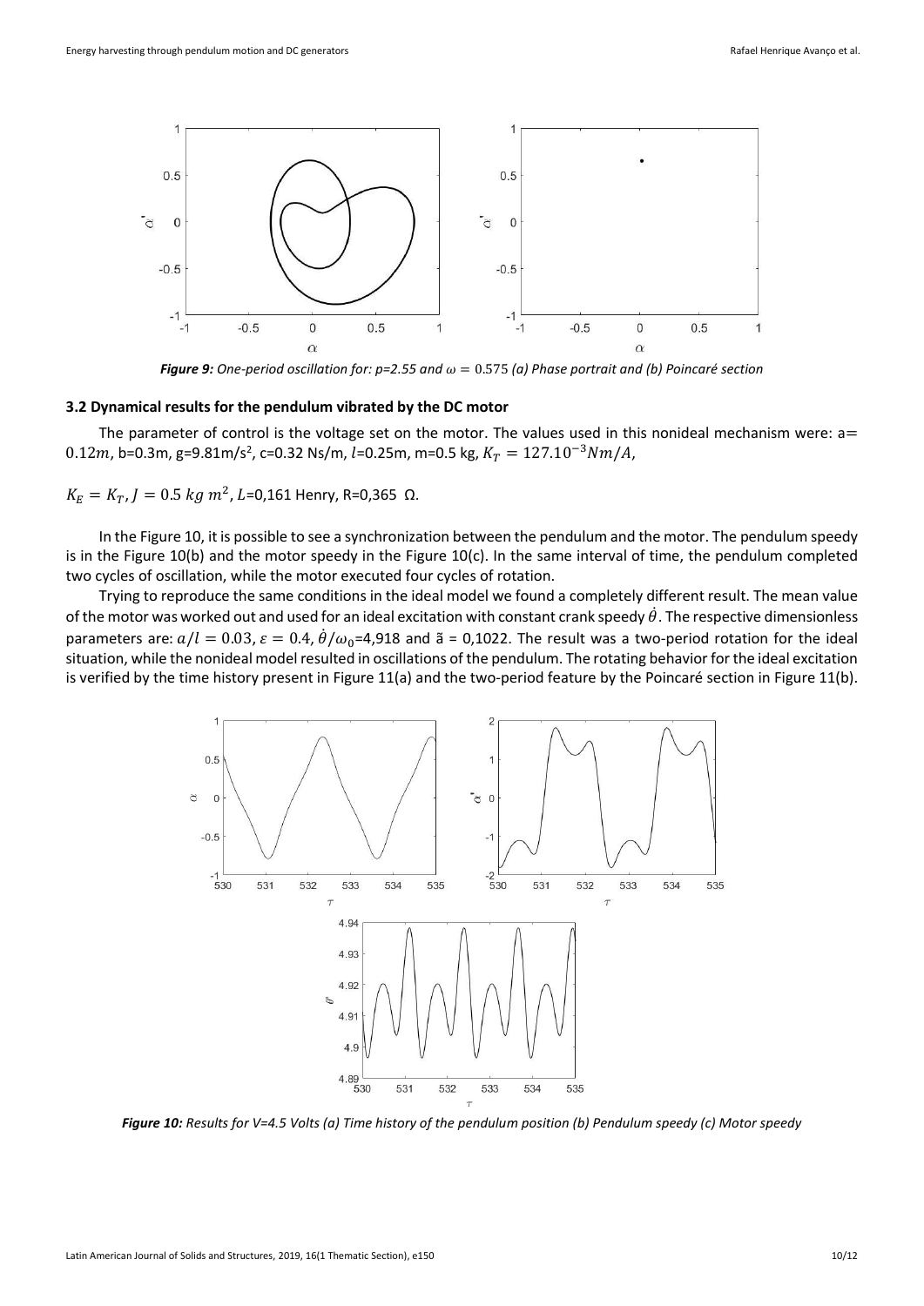*Figure 9: One-period oscillation for: p=2.55 and $\omega = 0.575$ (a) Phase portrait and (b) Poincaré section*

### 3.2 Dynamical results for the pendulum vibrated by the DC motor

The parameter of control is the voltage set on the motor. The values used in this nonideal mechanism were: a= $0.12m$, b=0.3m, g=9.81m/s$^2$, c=0.32 Ns/m, $l$=0.25m, m=0.5 kg, $K_T = 127.10^{-3}Nm/A$,

$K_E = K_T$, $J = 0.5\ kg\ m^2$, $L$=0,161 Henry, R=0,365 Ω.

In the Figure 10, it is possible to see a synchronization between the pendulum and the motor. The pendulum speedy is in the Figure 10(b) and the motor speedy in the Figure 10(c). In the same interval of time, the pendulum completed two cycles of oscillation, while the motor executed four cycles of rotation.

Trying to reproduce the same conditions in the ideal model we found a completely different result. The mean value of the motor was worked out and used for an ideal excitation with constant crank speedy $\dot{\theta}$. The respective dimensionless parameters are: $a/l = 0.03$, $\varepsilon = 0.4$, $\dot{\theta}/\omega_0$=4,918 and ã = 0,1022. The result was a two-period rotation for the ideal situation, while the nonideal model resulted in oscillations of the pendulum. The rotating behavior for the ideal excitation is verified by the time history present in Figure 11(a) and the two-period feature by the Poincaré section in Figure 11(b).

*Figure 10: Results for V=4.5 Volts (a) Time history of the pendulum position (b) Pendulum speedy (c) Motor speedy*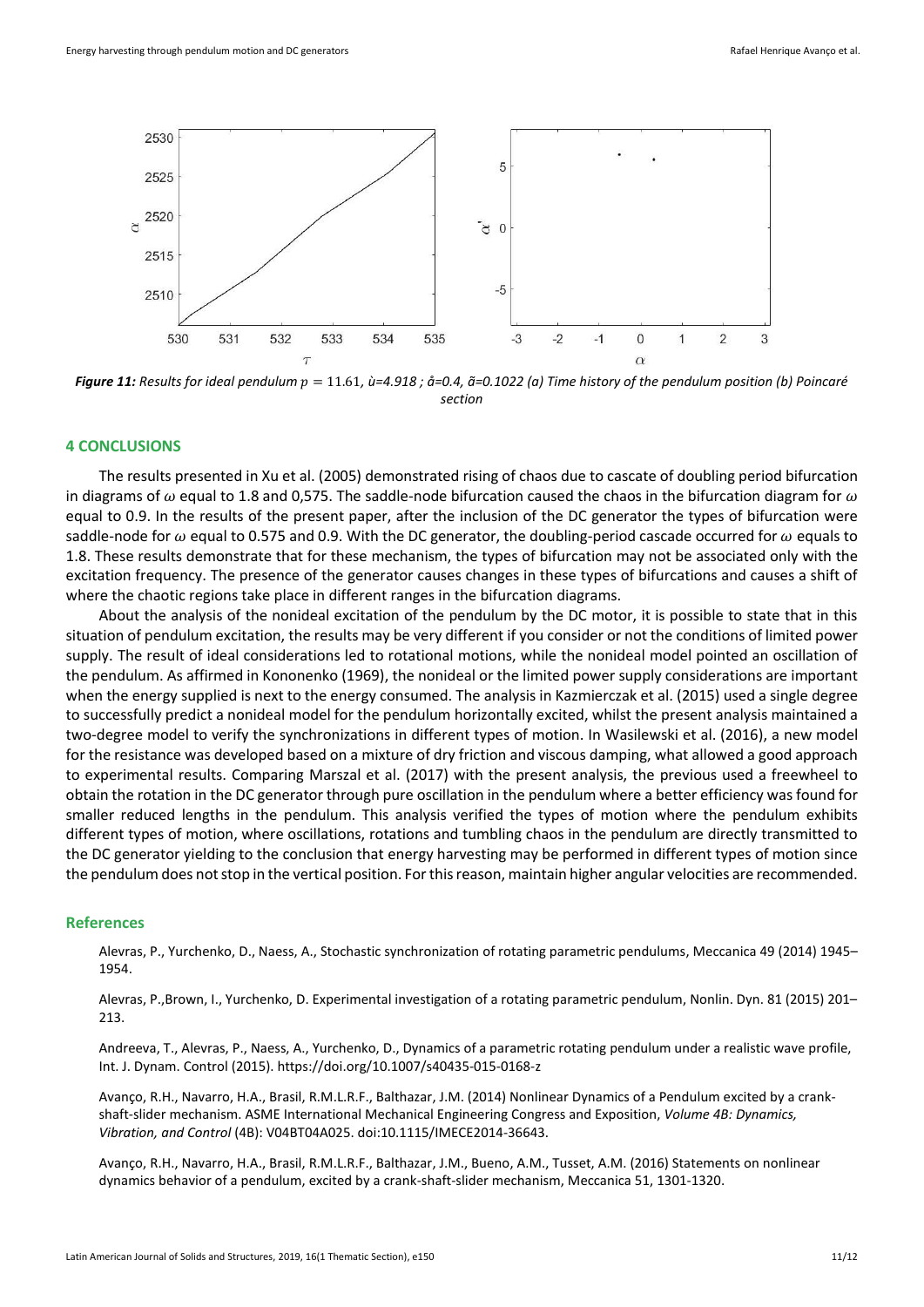***Figure 11:*** *Results for ideal pendulum $p = 11.61$, ù=4.918 ; â=0.4, ã=0.1022 (a) Time history of the pendulum position (b) Poincaré section*

## 4 CONCLUSIONS

The results presented in Xu et al. (2005) demonstrated rising of chaos due to cascate of doubling period bifurcation in diagrams of $\omega$ equal to 1.8 and 0,575. The saddle-node bifurcation caused the chaos in the bifurcation diagram for $\omega$ equal to 0.9. In the results of the present paper, after the inclusion of the DC generator the types of bifurcation were saddle-node for $\omega$ equal to 0.575 and 0.9. With the DC generator, the doubling-period cascade occurred for $\omega$ equals to 1.8. These results demonstrate that for these mechanism, the types of bifurcation may not be associated only with the excitation frequency. The presence of the generator causes changes in these types of bifurcations and causes a shift of where the chaotic regions take place in different ranges in the bifurcation diagrams.

About the analysis of the nonideal excitation of the pendulum by the DC motor, it is possible to state that in this situation of pendulum excitation, the results may be very different if you consider or not the conditions of limited power supply. The result of ideal considerations led to rotational motions, while the nonideal model pointed an oscillation of the pendulum. As affirmed in Kononenko (1969), the nonideal or the limited power supply considerations are important when the energy supplied is next to the energy consumed. The analysis in Kazmierczak et al. (2015) used a single degree to successfully predict a nonideal model for the pendulum horizontally excited, whilst the present analysis maintained a two-degree model to verify the synchronizations in different types of motion. In Wasilewski et al. (2016), a new model for the resistance was developed based on a mixture of dry friction and viscous damping, what allowed a good approach to experimental results. Comparing Marszal et al. (2017) with the present analysis, the previous used a freewheel to obtain the rotation in the DC generator through pure oscillation in the pendulum where a better efficiency was found for smaller reduced lengths in the pendulum. This analysis verified the types of motion where the pendulum exhibits different types of motion, where oscillations, rotations and tumbling chaos in the pendulum are directly transmitted to the DC generator yielding to the conclusion that energy harvesting may be performed in different types of motion since the pendulum does not stop in the vertical position. For this reason, maintain higher angular velocities are recommended.

## References

Alevras, P., Yurchenko, D., Naess, A., Stochastic synchronization of rotating parametric pendulums, Meccanica 49 (2014) 1945–1954.

Alevras, P.,Brown, I., Yurchenko, D. Experimental investigation of a rotating parametric pendulum, Nonlin. Dyn. 81 (2015) 201–213.

Andreeva, T., Alevras, P., Naess, A., Yurchenko, D., Dynamics of a parametric rotating pendulum under a realistic wave profile, Int. J. Dynam. Control (2015). https://doi.org/10.1007/s40435-015-0168-z

Avanço, R.H., Navarro, H.A., Brasil, R.M.L.R.F., Balthazar, J.M. (2014) Nonlinear Dynamics of a Pendulum excited by a crank-shaft-slider mechanism. ASME International Mechanical Engineering Congress and Exposition, *Volume 4B: Dynamics, Vibration, and Control* (4B): V04BT04A025. doi:10.1115/IMECE2014-36643.

Avanço, R.H., Navarro, H.A., Brasil, R.M.L.R.F., Balthazar, J.M., Bueno, A.M., Tusset, A.M. (2016) Statements on nonlinear dynamics behavior of a pendulum, excited by a crank-shaft-slider mechanism, Meccanica 51, 1301-1320.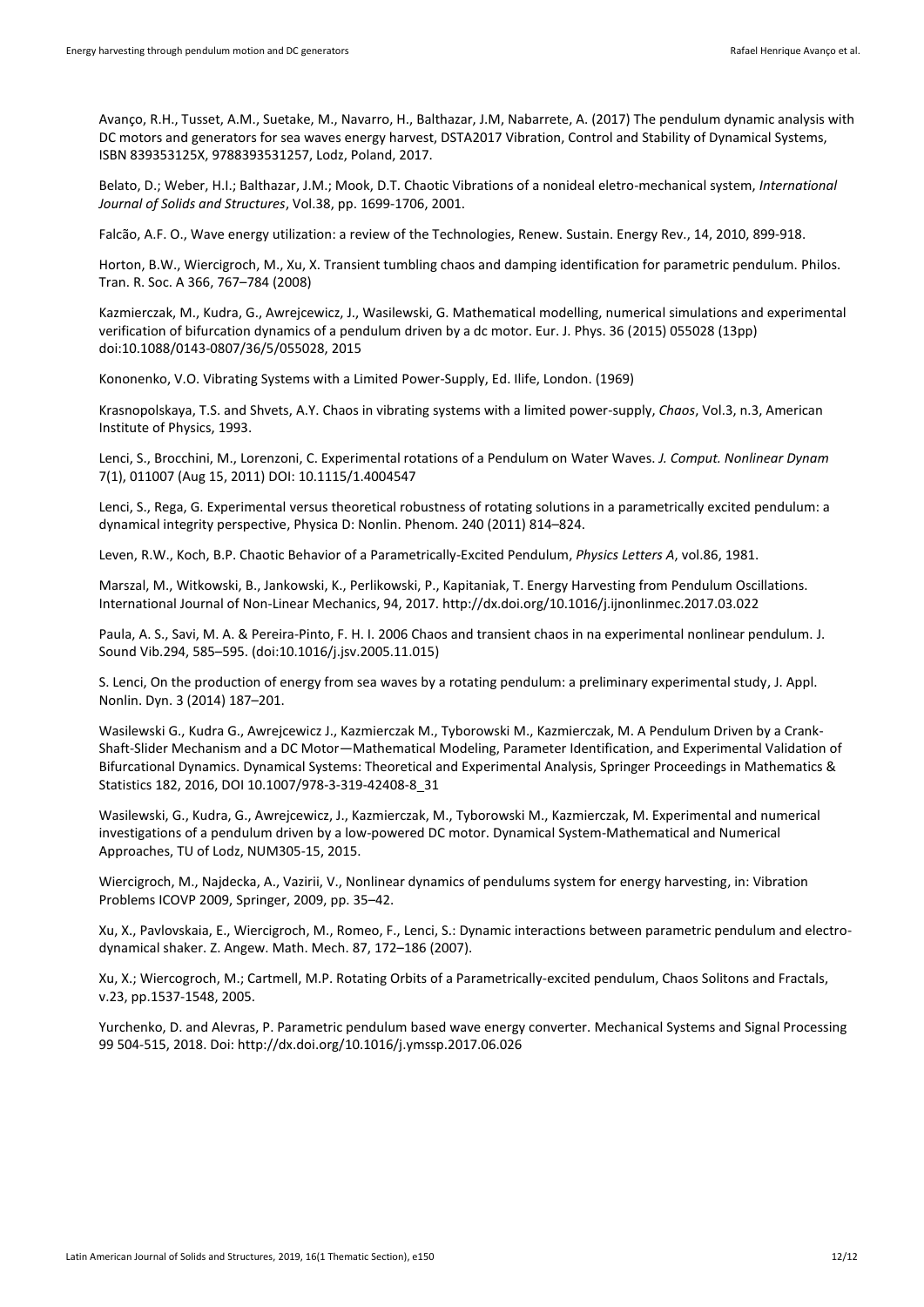Avanço, R.H., Tusset, A.M., Suetake, M., Navarro, H., Balthazar, J.M, Nabarrete, A. (2017) The pendulum dynamic analysis with DC motors and generators for sea waves energy harvest, DSTA2017 Vibration, Control and Stability of Dynamical Systems, ISBN 839353125X, 9788393531257, Lodz, Poland, 2017.

Belato, D.; Weber, H.I.; Balthazar, J.M.; Mook, D.T. Chaotic Vibrations of a nonideal eletro-mechanical system, *International Journal of Solids and Structures*, Vol.38, pp. 1699-1706, 2001.

Falcão, A.F. O., Wave energy utilization: a review of the Technologies, Renew. Sustain. Energy Rev., 14, 2010, 899-918.

Horton, B.W., Wiercigroch, M., Xu, X. Transient tumbling chaos and damping identification for parametric pendulum. Philos. Tran. R. Soc. A 366, 767–784 (2008)

Kazmierczak, M., Kudra, G., Awrejcewicz, J., Wasilewski, G. Mathematical modelling, numerical simulations and experimental verification of bifurcation dynamics of a pendulum driven by a dc motor. Eur. J. Phys. 36 (2015) 055028 (13pp) doi:10.1088/0143-0807/36/5/055028, 2015

Kononenko, V.O. Vibrating Systems with a Limited Power-Supply, Ed. Ilife, London. (1969)

Krasnopolskaya, T.S. and Shvets, A.Y. Chaos in vibrating systems with a limited power-supply, *Chaos*, Vol.3, n.3, American Institute of Physics, 1993.

Lenci, S., Brocchini, M., Lorenzoni, C. Experimental rotations of a Pendulum on Water Waves. *J. Comput. Nonlinear Dynam* 7(1), 011007 (Aug 15, 2011) DOI: 10.1115/1.4004547

Lenci, S., Rega, G. Experimental versus theoretical robustness of rotating solutions in a parametrically excited pendulum: a dynamical integrity perspective, Physica D: Nonlin. Phenom. 240 (2011) 814–824.

Leven, R.W., Koch, B.P. Chaotic Behavior of a Parametrically-Excited Pendulum, *Physics Letters A*, vol.86, 1981.

Marszal, M., Witkowski, B., Jankowski, K., Perlikowski, P., Kapitaniak, T. Energy Harvesting from Pendulum Oscillations. International Journal of Non-Linear Mechanics, 94, 2017. http://dx.doi.org/10.1016/j.ijnonlinmec.2017.03.022

Paula, A. S., Savi, M. A. & Pereira-Pinto, F. H. I. 2006 Chaos and transient chaos in na experimental nonlinear pendulum. J. Sound Vib.294, 585–595. (doi:10.1016/j.jsv.2005.11.015)

S. Lenci, On the production of energy from sea waves by a rotating pendulum: a preliminary experimental study, J. Appl. Nonlin. Dyn. 3 (2014) 187–201.

Wasilewski G., Kudra G., Awrejcewicz J., Kazmierczak M., Tyborowski M., Kazmierczak, M. A Pendulum Driven by a Crank-Shaft-Slider Mechanism and a DC Motor—Mathematical Modeling, Parameter Identification, and Experimental Validation of Bifurcational Dynamics. Dynamical Systems: Theoretical and Experimental Analysis, Springer Proceedings in Mathematics & Statistics 182, 2016, DOI 10.1007/978-3-319-42408-8_31

Wasilewski, G., Kudra, G., Awrejcewicz, J., Kazmierczak, M., Tyborowski M., Kazmierczak, M. Experimental and numerical investigations of a pendulum driven by a low-powered DC motor. Dynamical System-Mathematical and Numerical Approaches, TU of Lodz, NUM305-15, 2015.

Wiercigroch, M., Najdecka, A., Vazirii, V., Nonlinear dynamics of pendulums system for energy harvesting, in: Vibration Problems ICOVP 2009, Springer, 2009, pp. 35–42.

Xu, X., Pavlovskaia, E., Wiercigroch, M., Romeo, F., Lenci, S.: Dynamic interactions between parametric pendulum and electro-dynamical shaker. Z. Angew. Math. Mech. 87, 172–186 (2007).

Xu, X.; Wiercogroch, M.; Cartmell, M.P. Rotating Orbits of a Parametrically-excited pendulum, Chaos Solitons and Fractals, v.23, pp.1537-1548, 2005.

Yurchenko, D. and Alevras, P. Parametric pendulum based wave energy converter. Mechanical Systems and Signal Processing 99 504-515, 2018. Doi: http://dx.doi.org/10.1016/j.ymssp.2017.06.026